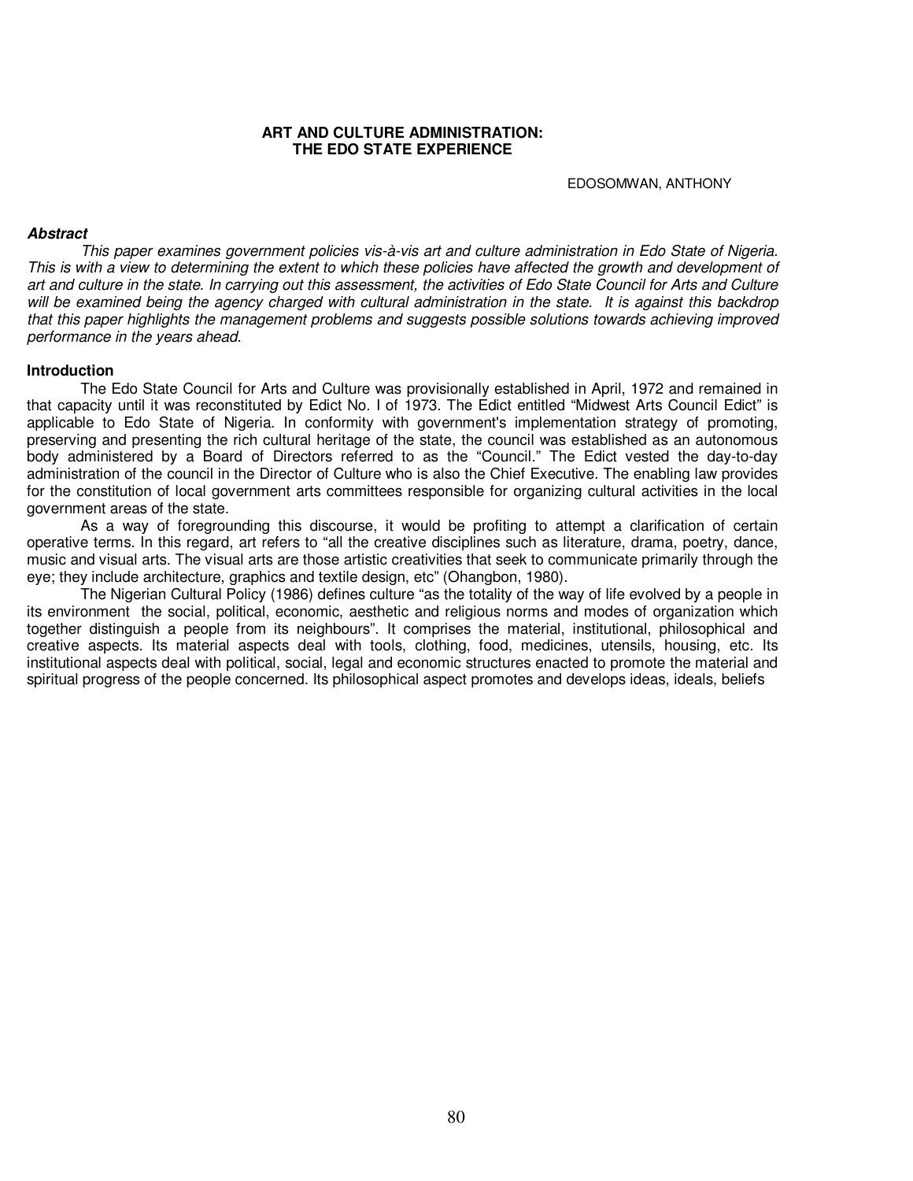# ART AND CULTURE ADMINISTRATION: THE EDO STATE EXPERIENCE

EDOSOMWAN, ANTHONY

***Abstract***

*This paper examines government policies vis-à-vis art and culture administration in Edo State of Nigeria. This is with a view to determining the extent to which these policies have affected the growth and development of art and culture in the state. In carrying out this assessment, the activities of Edo State Council for Arts and Culture will be examined being the agency charged with cultural administration in the state. It is against this backdrop that this paper highlights the management problems and suggests possible solutions towards achieving improved performance in the years ahead.*

## Introduction

The Edo State Council for Arts and Culture was provisionally established in April, 1972 and remained in that capacity until it was reconstituted by Edict No. I of 1973. The Edict entitled "Midwest Arts Council Edict" is applicable to Edo State of Nigeria. In conformity with government's implementation strategy of promoting, preserving and presenting the rich cultural heritage of the state, the council was established as an autonomous body administered by a Board of Directors referred to as the "Council." The Edict vested the day-to-day administration of the council in the Director of Culture who is also the Chief Executive. The enabling law provides for the constitution of local government arts committees responsible for organizing cultural activities in the local government areas of the state.

As a way of foregrounding this discourse, it would be profiting to attempt a clarification of certain operative terms. In this regard, art refers to "all the creative disciplines such as literature, drama, poetry, dance, music and visual arts. The visual arts are those artistic creativities that seek to communicate primarily through the eye; they include architecture, graphics and textile design, etc" (Ohangbon, 1980).

The Nigerian Cultural Policy (1986) defines culture "as the totality of the way of life evolved by a people in its environment the social, political, economic, aesthetic and religious norms and modes of organization which together distinguish a people from its neighbours". It comprises the material, institutional, philosophical and creative aspects. Its material aspects deal with tools, clothing, food, medicines, utensils, housing, etc. Its institutional aspects deal with political, social, legal and economic structures enacted to promote the material and spiritual progress of the people concerned. Its philosophical aspect promotes and develops ideas, ideals, beliefs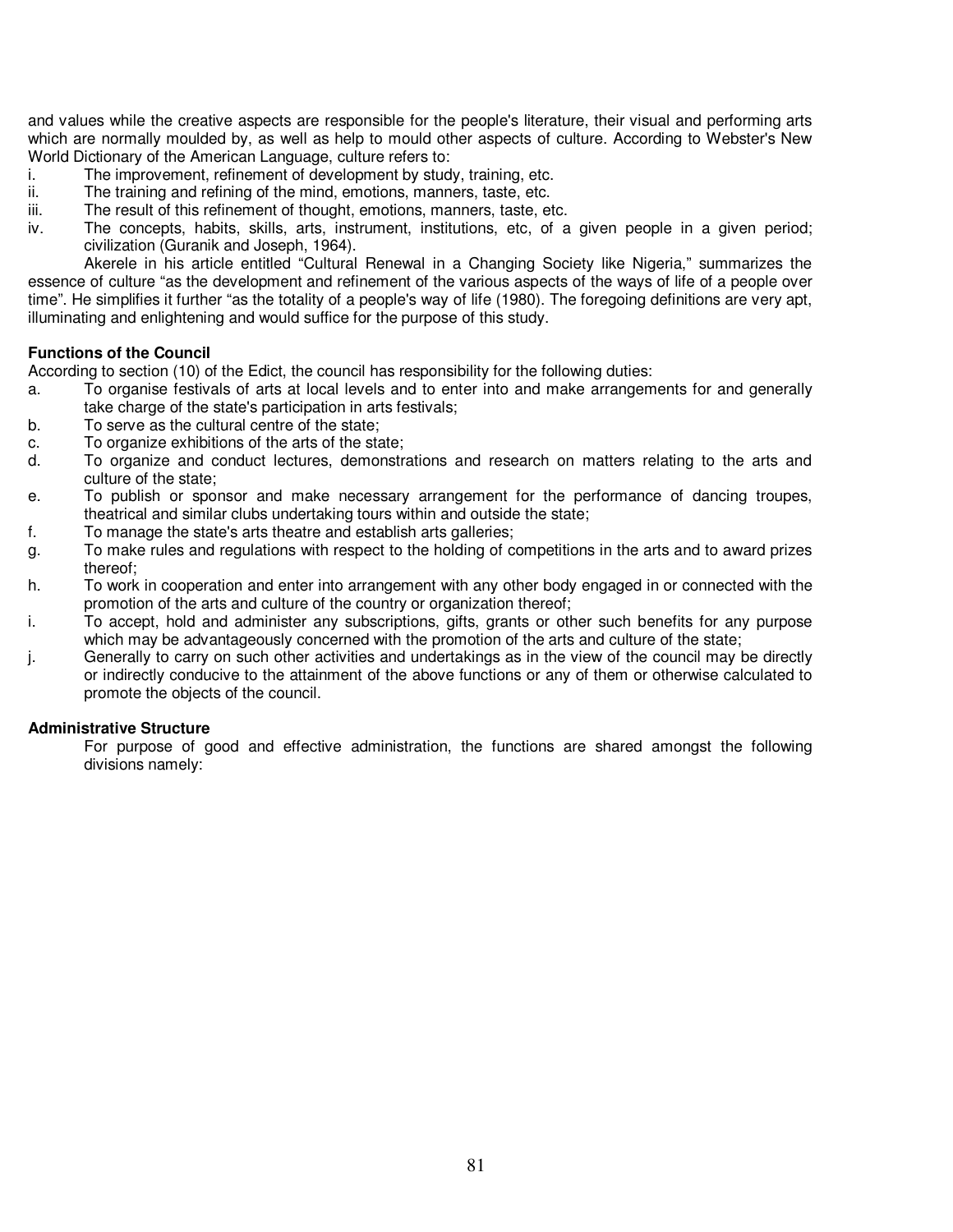and values while the creative aspects are responsible for the people's literature, their visual and performing arts which are normally moulded by, as well as help to mould other aspects of culture. According to Webster's New World Dictionary of the American Language, culture refers to:

i. The improvement, refinement of development by study, training, etc.
ii. The training and refining of the mind, emotions, manners, taste, etc.
iii. The result of this refinement of thought, emotions, manners, taste, etc.
iv. The concepts, habits, skills, arts, instrument, institutions, etc, of a given people in a given period; civilization (Guranik and Joseph, 1964).

Akerele in his article entitled "Cultural Renewal in a Changing Society like Nigeria," summarizes the essence of culture "as the development and refinement of the various aspects of the ways of life of a people over time". He simplifies it further "as the totality of a people's way of life (1980). The foregoing definitions are very apt, illuminating and enlightening and would suffice for the purpose of this study.

**Functions of the Council**

According to section (10) of the Edict, the council has responsibility for the following duties:

a. To organise festivals of arts at local levels and to enter into and make arrangements for and generally take charge of the state's participation in arts festivals;
b. To serve as the cultural centre of the state;
c. To organize exhibitions of the arts of the state;
d. To organize and conduct lectures, demonstrations and research on matters relating to the arts and culture of the state;
e. To publish or sponsor and make necessary arrangement for the performance of dancing troupes, theatrical and similar clubs undertaking tours within and outside the state;
f. To manage the state's arts theatre and establish arts galleries;
g. To make rules and regulations with respect to the holding of competitions in the arts and to award prizes thereof;
h. To work in cooperation and enter into arrangement with any other body engaged in or connected with the promotion of the arts and culture of the country or organization thereof;
i. To accept, hold and administer any subscriptions, gifts, grants or other such benefits for any purpose which may be advantageously concerned with the promotion of the arts and culture of the state;
j. Generally to carry on such other activities and undertakings as in the view of the council may be directly or indirectly conducive to the attainment of the above functions or any of them or otherwise calculated to promote the objects of the council.

**Administrative Structure**

For purpose of good and effective administration, the functions are shared amongst the following divisions namely: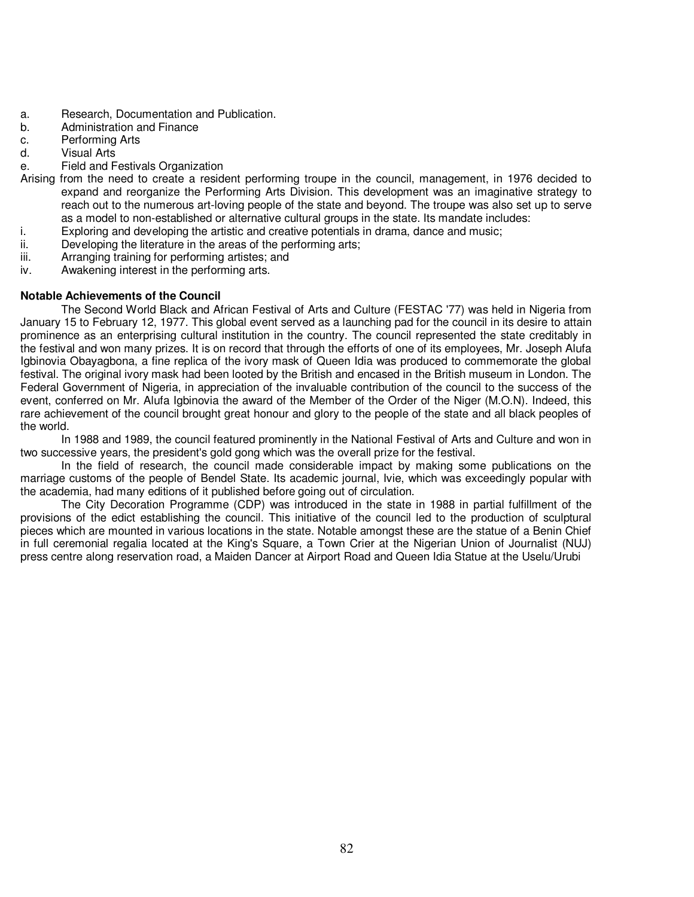a. Research, Documentation and Publication.
b. Administration and Finance
c. Performing Arts
d. Visual Arts
e. Field and Festivals Organization

Arising from the need to create a resident performing troupe in the council, management, in 1976 decided to expand and reorganize the Performing Arts Division. This development was an imaginative strategy to reach out to the numerous art-loving people of the state and beyond. The troupe was also set up to serve as a model to non-established or alternative cultural groups in the state. Its mandate includes:

i. Exploring and developing the artistic and creative potentials in drama, dance and music;
ii. Developing the literature in the areas of the performing arts;
iii. Arranging training for performing artistes; and
iv. Awakening interest in the performing arts.

**Notable Achievements of the Council**

The Second World Black and African Festival of Arts and Culture (FESTAC '77) was held in Nigeria from January 15 to February 12, 1977. This global event served as a launching pad for the council in its desire to attain prominence as an enterprising cultural institution in the country. The council represented the state creditably in the festival and won many prizes. It is on record that through the efforts of one of its employees, Mr. Joseph Alufa Igbinovia Obayagbona, a fine replica of the ivory mask of Queen Idia was produced to commemorate the global festival. The original ivory mask had been looted by the British and encased in the British museum in London. The Federal Government of Nigeria, in appreciation of the invaluable contribution of the council to the success of the event, conferred on Mr. Alufa Igbinovia the award of the Member of the Order of the Niger (M.O.N). Indeed, this rare achievement of the council brought great honour and glory to the people of the state and all black peoples of the world.

In 1988 and 1989, the council featured prominently in the National Festival of Arts and Culture and won in two successive years, the president's gold gong which was the overall prize for the festival.

In the field of research, the council made considerable impact by making some publications on the marriage customs of the people of Bendel State. Its academic journal, Ivie, which was exceedingly popular with the academia, had many editions of it published before going out of circulation.

The City Decoration Programme (CDP) was introduced in the state in 1988 in partial fulfillment of the provisions of the edict establishing the council. This initiative of the council led to the production of sculptural pieces which are mounted in various locations in the state. Notable amongst these are the statue of a Benin Chief in full ceremonial regalia located at the King's Square, a Town Crier at the Nigerian Union of Journalist (NUJ) press centre along reservation road, a Maiden Dancer at Airport Road and Queen Idia Statue at the Uselu/Urubi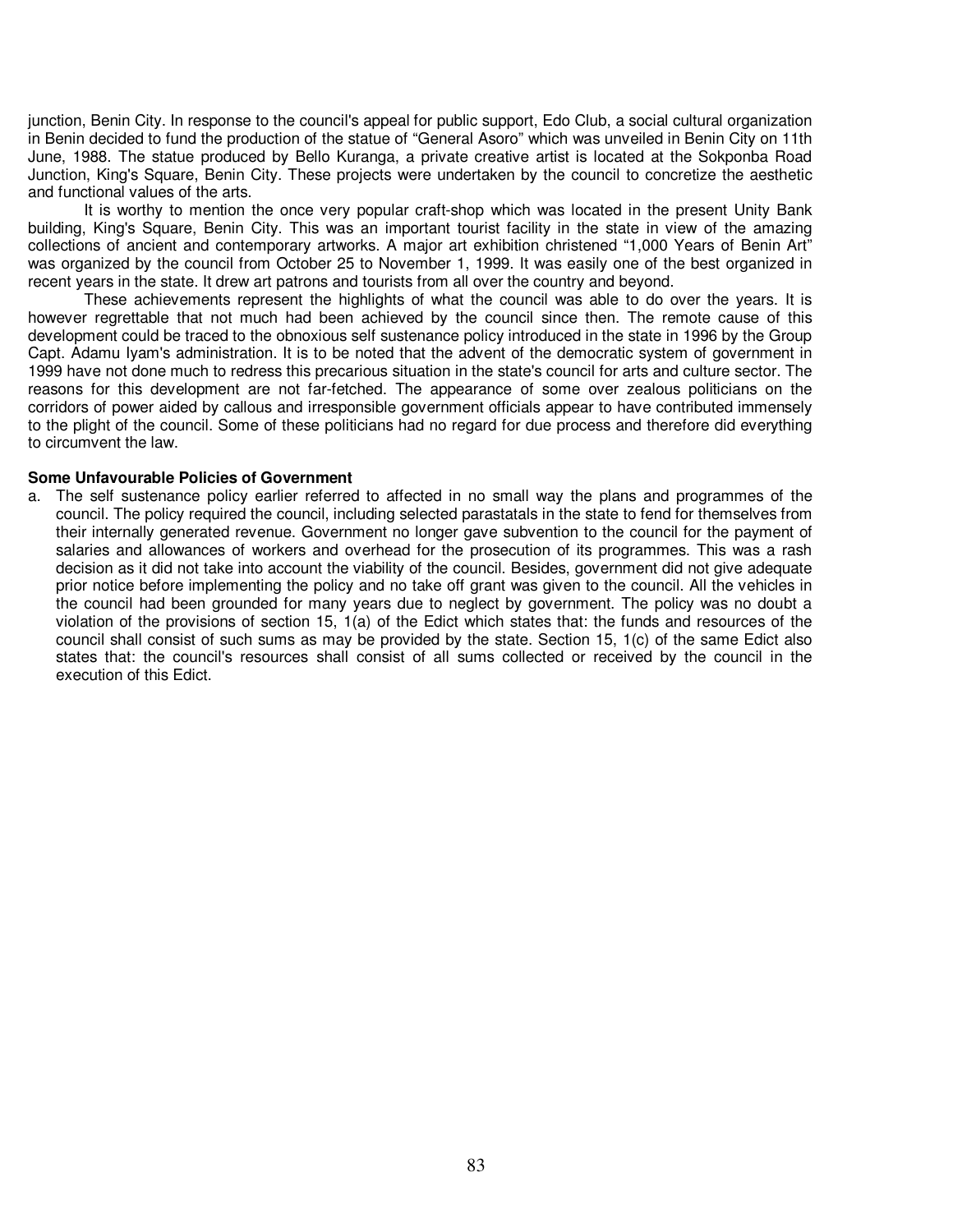junction, Benin City. In response to the council's appeal for public support, Edo Club, a social cultural organization in Benin decided to fund the production of the statue of "General Asoro" which was unveiled in Benin City on 11th June, 1988. The statue produced by Bello Kuranga, a private creative artist is located at the Sokponba Road Junction, King's Square, Benin City. These projects were undertaken by the council to concretize the aesthetic and functional values of the arts.

It is worthy to mention the once very popular craft-shop which was located in the present Unity Bank building, King's Square, Benin City. This was an important tourist facility in the state in view of the amazing collections of ancient and contemporary artworks. A major art exhibition christened "1,000 Years of Benin Art" was organized by the council from October 25 to November 1, 1999. It was easily one of the best organized in recent years in the state. It drew art patrons and tourists from all over the country and beyond.

These achievements represent the highlights of what the council was able to do over the years. It is however regrettable that not much had been achieved by the council since then. The remote cause of this development could be traced to the obnoxious self sustenance policy introduced in the state in 1996 by the Group Capt. Adamu Iyam's administration. It is to be noted that the advent of the democratic system of government in 1999 have not done much to redress this precarious situation in the state's council for arts and culture sector. The reasons for this development are not far-fetched. The appearance of some over zealous politicians on the corridors of power aided by callous and irresponsible government officials appear to have contributed immensely to the plight of the council. Some of these politicians had no regard for due process and therefore did everything to circumvent the law.

**Some Unfavourable Policies of Government**

a. The self sustenance policy earlier referred to affected in no small way the plans and programmes of the council. The policy required the council, including selected parastatals in the state to fend for themselves from their internally generated revenue. Government no longer gave subvention to the council for the payment of salaries and allowances of workers and overhead for the prosecution of its programmes. This was a rash decision as it did not take into account the viability of the council. Besides, government did not give adequate prior notice before implementing the policy and no take off grant was given to the council. All the vehicles in the council had been grounded for many years due to neglect by government. The policy was no doubt a violation of the provisions of section 15, 1(a) of the Edict which states that: the funds and resources of the council shall consist of such sums as may be provided by the state. Section 15, 1(c) of the same Edict also states that: the council's resources shall consist of all sums collected or received by the council in the execution of this Edict.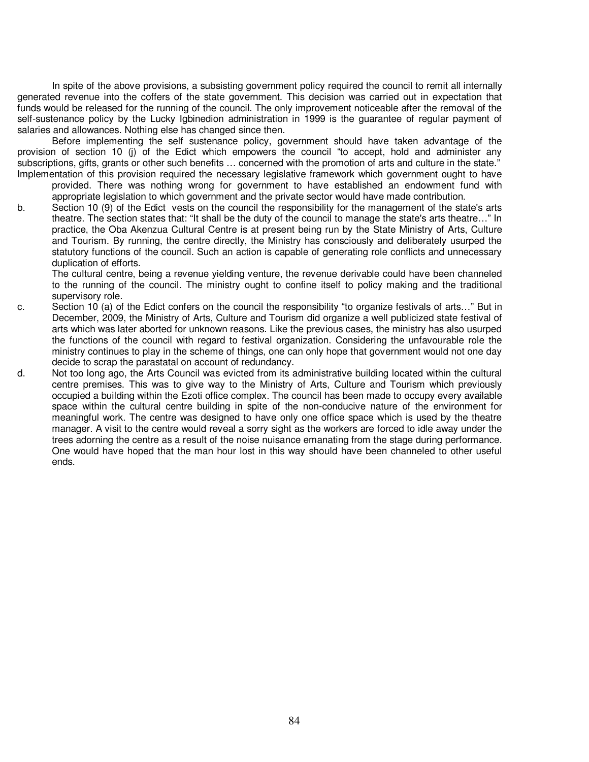In spite of the above provisions, a subsisting government policy required the council to remit all internally generated revenue into the coffers of the state government. This decision was carried out in expectation that funds would be released for the running of the council. The only improvement noticeable after the removal of the self-sustenance policy by the Lucky Igbinedion administration in 1999 is the guarantee of regular payment of salaries and allowances. Nothing else has changed since then.

Before implementing the self sustenance policy, government should have taken advantage of the provision of section 10 (j) of the Edict which empowers the council "to accept, hold and administer any subscriptions, gifts, grants or other such benefits … concerned with the promotion of arts and culture in the state." Implementation of this provision required the necessary legislative framework which government ought to have provided. There was nothing wrong for government to have established an endowment fund with appropriate legislation to which government and the private sector would have made contribution.

b. Section 10 (9) of the Edict vests on the council the responsibility for the management of the state's arts theatre. The section states that: "It shall be the duty of the council to manage the state's arts theatre…" In practice, the Oba Akenzua Cultural Centre is at present being run by the State Ministry of Arts, Culture and Tourism. By running, the centre directly, the Ministry has consciously and deliberately usurped the statutory functions of the council. Such an action is capable of generating role conflicts and unnecessary duplication of efforts.

   The cultural centre, being a revenue yielding venture, the revenue derivable could have been channeled to the running of the council. The ministry ought to confine itself to policy making and the traditional supervisory role.

c. Section 10 (a) of the Edict confers on the council the responsibility "to organize festivals of arts…" But in December, 2009, the Ministry of Arts, Culture and Tourism did organize a well publicized state festival of arts which was later aborted for unknown reasons. Like the previous cases, the ministry has also usurped the functions of the council with regard to festival organization. Considering the unfavourable role the ministry continues to play in the scheme of things, one can only hope that government would not one day decide to scrap the parastatal on account of redundancy.

d. Not too long ago, the Arts Council was evicted from its administrative building located within the cultural centre premises. This was to give way to the Ministry of Arts, Culture and Tourism which previously occupied a building within the Ezoti office complex. The council has been made to occupy every available space within the cultural centre building in spite of the non-conducive nature of the environment for meaningful work. The centre was designed to have only one office space which is used by the theatre manager. A visit to the centre would reveal a sorry sight as the workers are forced to idle away under the trees adorning the centre as a result of the noise nuisance emanating from the stage during performance. One would have hoped that the man hour lost in this way should have been channeled to other useful ends.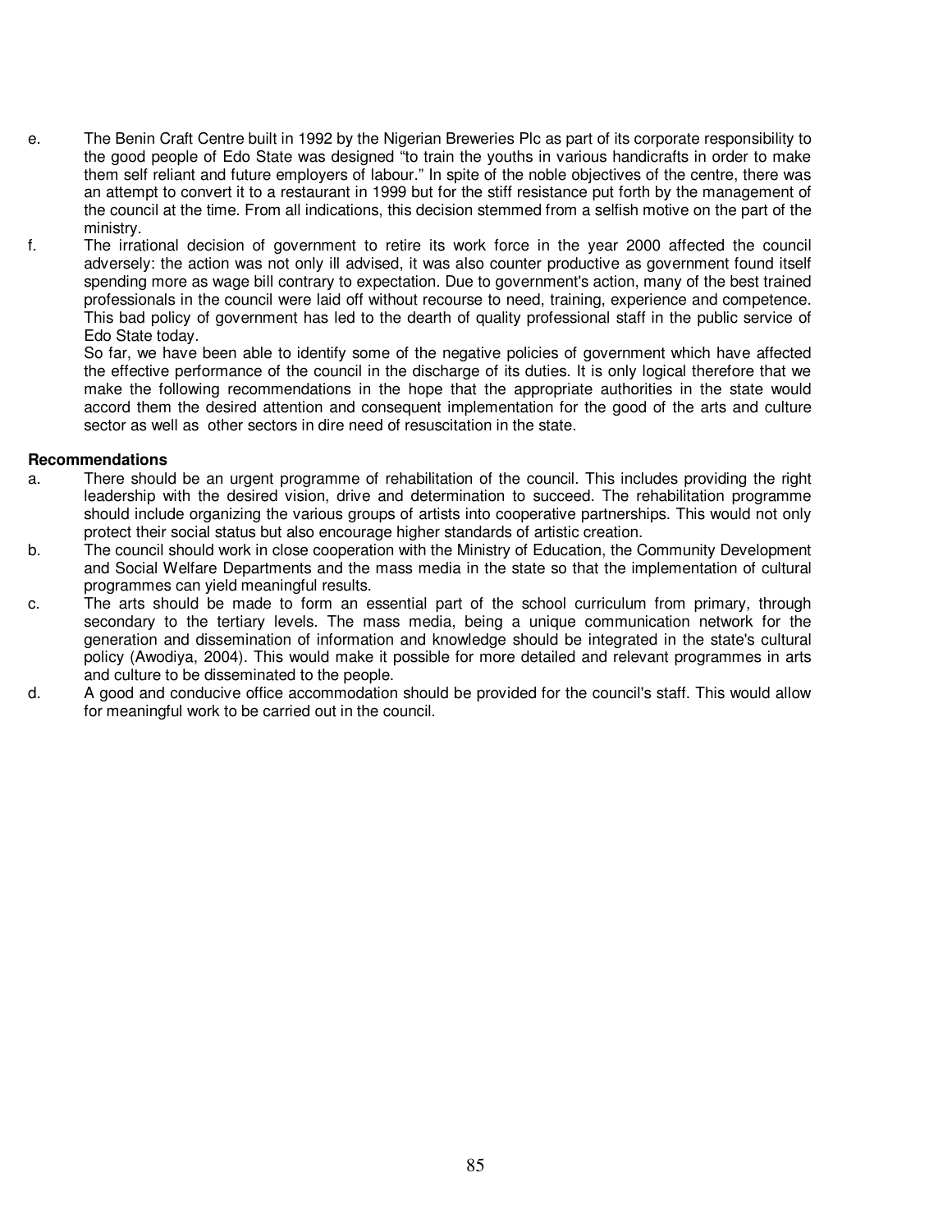e. The Benin Craft Centre built in 1992 by the Nigerian Breweries Plc as part of its corporate responsibility to the good people of Edo State was designed "to train the youths in various handicrafts in order to make them self reliant and future employers of labour." In spite of the noble objectives of the centre, there was an attempt to convert it to a restaurant in 1999 but for the stiff resistance put forth by the management of the council at the time. From all indications, this decision stemmed from a selfish motive on the part of the ministry.

f. The irrational decision of government to retire its work force in the year 2000 affected the council adversely: the action was not only ill advised, it was also counter productive as government found itself spending more as wage bill contrary to expectation. Due to government's action, many of the best trained professionals in the council were laid off without recourse to need, training, experience and competence. This bad policy of government has led to the dearth of quality professional staff in the public service of Edo State today.

So far, we have been able to identify some of the negative policies of government which have affected the effective performance of the council in the discharge of its duties. It is only logical therefore that we make the following recommendations in the hope that the appropriate authorities in the state would accord them the desired attention and consequent implementation for the good of the arts and culture sector as well as other sectors in dire need of resuscitation in the state.

**Recommendations**

a. There should be an urgent programme of rehabilitation of the council. This includes providing the right leadership with the desired vision, drive and determination to succeed. The rehabilitation programme should include organizing the various groups of artists into cooperative partnerships. This would not only protect their social status but also encourage higher standards of artistic creation.

b. The council should work in close cooperation with the Ministry of Education, the Community Development and Social Welfare Departments and the mass media in the state so that the implementation of cultural programmes can yield meaningful results.

c. The arts should be made to form an essential part of the school curriculum from primary, through secondary to the tertiary levels. The mass media, being a unique communication network for the generation and dissemination of information and knowledge should be integrated in the state's cultural policy (Awodiya, 2004). This would make it possible for more detailed and relevant programmes in arts and culture to be disseminated to the people.

d. A good and conducive office accommodation should be provided for the council's staff. This would allow for meaningful work to be carried out in the council.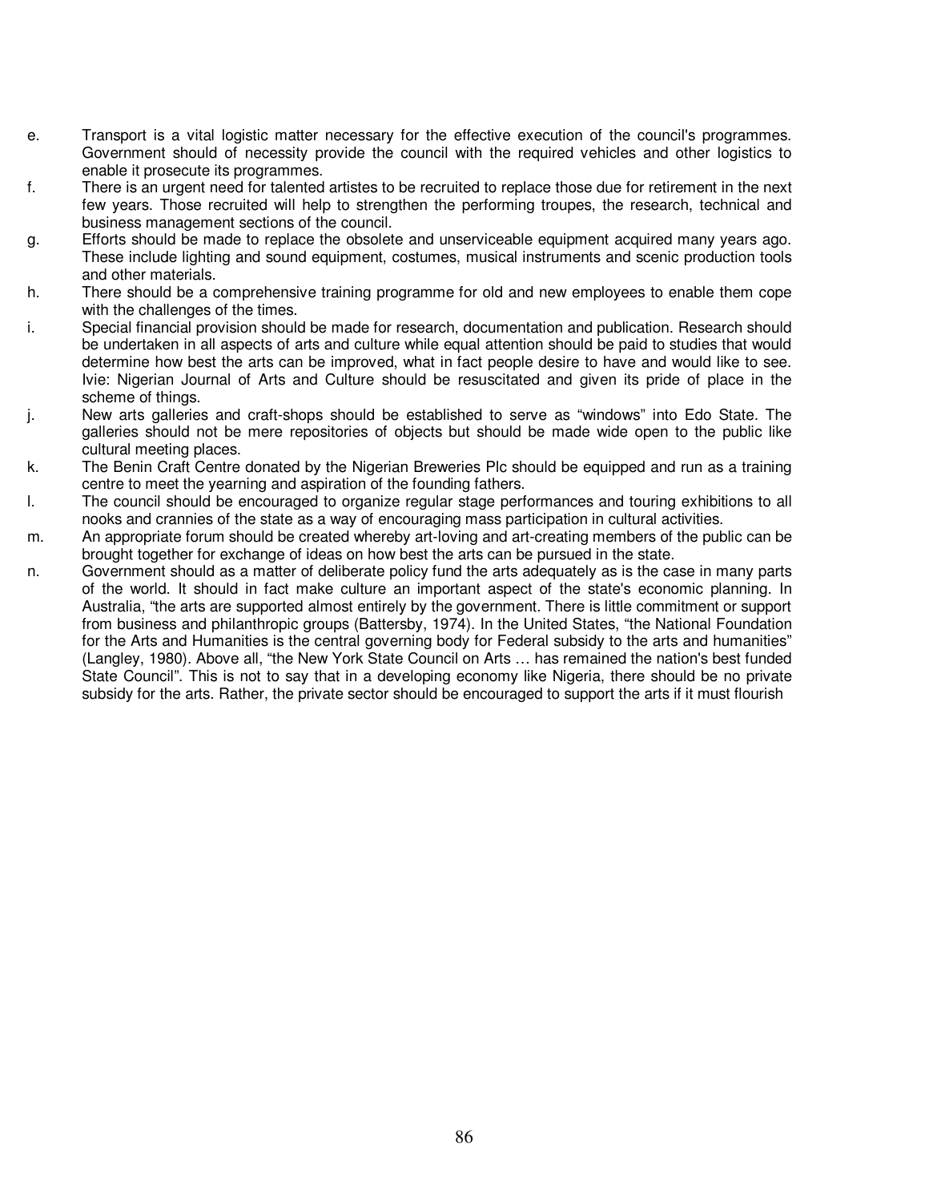e. Transport is a vital logistic matter necessary for the effective execution of the council's programmes. Government should of necessity provide the council with the required vehicles and other logistics to enable it prosecute its programmes.

f. There is an urgent need for talented artistes to be recruited to replace those due for retirement in the next few years. Those recruited will help to strengthen the performing troupes, the research, technical and business management sections of the council.

g. Efforts should be made to replace the obsolete and unserviceable equipment acquired many years ago. These include lighting and sound equipment, costumes, musical instruments and scenic production tools and other materials.

h. There should be a comprehensive training programme for old and new employees to enable them cope with the challenges of the times.

i. Special financial provision should be made for research, documentation and publication. Research should be undertaken in all aspects of arts and culture while equal attention should be paid to studies that would determine how best the arts can be improved, what in fact people desire to have and would like to see. Ivie: Nigerian Journal of Arts and Culture should be resuscitated and given its pride of place in the scheme of things.

j. New arts galleries and craft-shops should be established to serve as "windows" into Edo State. The galleries should not be mere repositories of objects but should be made wide open to the public like cultural meeting places.

k. The Benin Craft Centre donated by the Nigerian Breweries Plc should be equipped and run as a training centre to meet the yearning and aspiration of the founding fathers.

l. The council should be encouraged to organize regular stage performances and touring exhibitions to all nooks and crannies of the state as a way of encouraging mass participation in cultural activities.

m. An appropriate forum should be created whereby art-loving and art-creating members of the public can be brought together for exchange of ideas on how best the arts can be pursued in the state.

n. Government should as a matter of deliberate policy fund the arts adequately as is the case in many parts of the world. It should in fact make culture an important aspect of the state's economic planning. In Australia, "the arts are supported almost entirely by the government. There is little commitment or support from business and philanthropic groups (Battersby, 1974). In the United States, "the National Foundation for the Arts and Humanities is the central governing body for Federal subsidy to the arts and humanities" (Langley, 1980). Above all, "the New York State Council on Arts … has remained the nation's best funded State Council". This is not to say that in a developing economy like Nigeria, there should be no private subsidy for the arts. Rather, the private sector should be encouraged to support the arts if it must flourish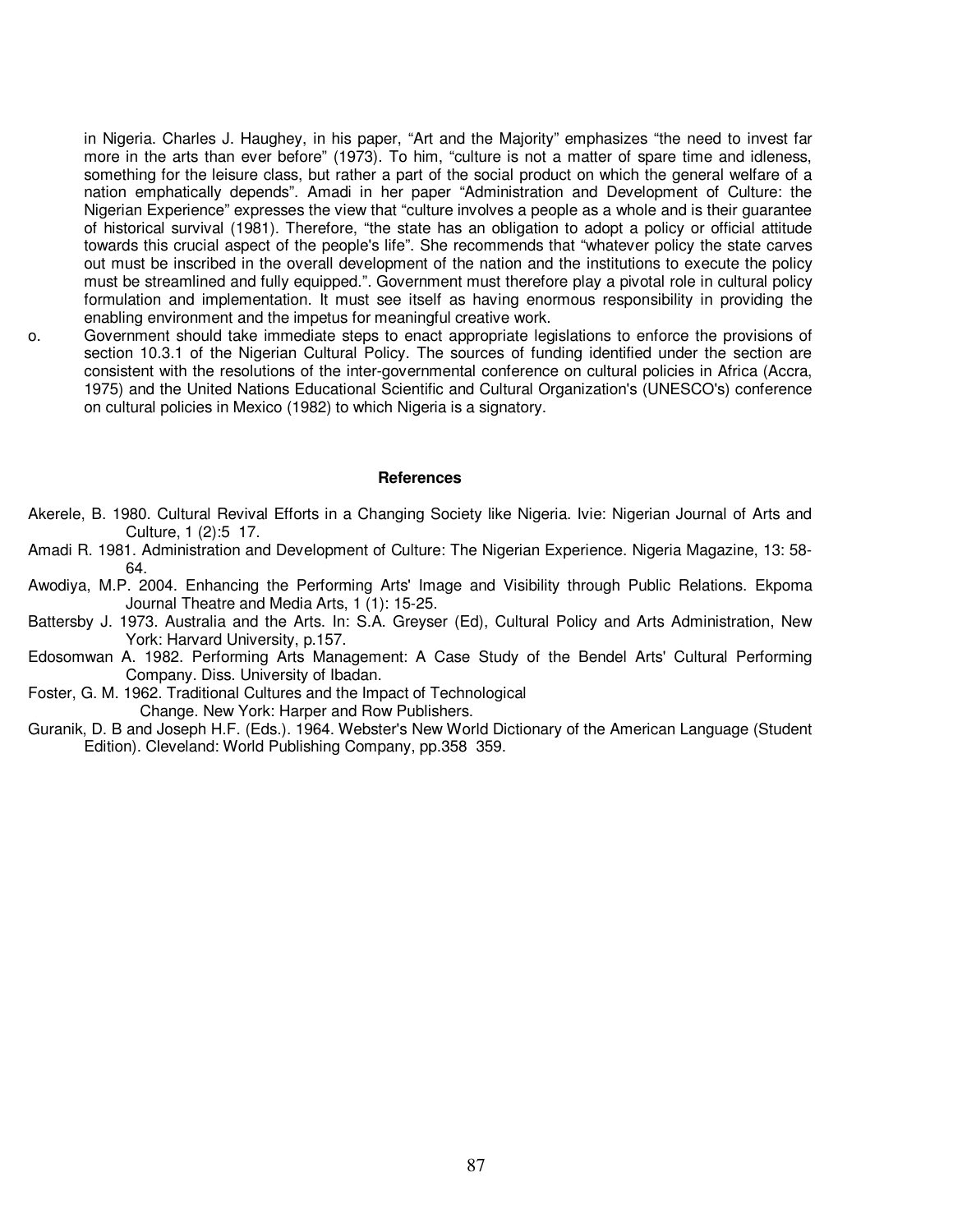in Nigeria. Charles J. Haughey, in his paper, "Art and the Majority" emphasizes "the need to invest far more in the arts than ever before" (1973). To him, "culture is not a matter of spare time and idleness, something for the leisure class, but rather a part of the social product on which the general welfare of a nation emphatically depends". Amadi in her paper "Administration and Development of Culture: the Nigerian Experience" expresses the view that "culture involves a people as a whole and is their guarantee of historical survival (1981). Therefore, "the state has an obligation to adopt a policy or official attitude towards this crucial aspect of the people's life". She recommends that "whatever policy the state carves out must be inscribed in the overall development of the nation and the institutions to execute the policy must be streamlined and fully equipped.". Government must therefore play a pivotal role in cultural policy formulation and implementation. It must see itself as having enormous responsibility in providing the enabling environment and the impetus for meaningful creative work.

o. Government should take immediate steps to enact appropriate legislations to enforce the provisions of section 10.3.1 of the Nigerian Cultural Policy. The sources of funding identified under the section are consistent with the resolutions of the inter-governmental conference on cultural policies in Africa (Accra, 1975) and the United Nations Educational Scientific and Cultural Organization's (UNESCO's) conference on cultural policies in Mexico (1982) to which Nigeria is a signatory.

## References

Akerele, B. 1980. Cultural Revival Efforts in a Changing Society like Nigeria. Ivie: Nigerian Journal of Arts and Culture, 1 (2):5 17.

Amadi R. 1981. Administration and Development of Culture: The Nigerian Experience. Nigeria Magazine, 13: 58-64.

Awodiya, M.P. 2004. Enhancing the Performing Arts' Image and Visibility through Public Relations. Ekpoma Journal Theatre and Media Arts, 1 (1): 15-25.

Battersby J. 1973. Australia and the Arts. In: S.A. Greyser (Ed), Cultural Policy and Arts Administration, New York: Harvard University, p.157.

Edosomwan A. 1982. Performing Arts Management: A Case Study of the Bendel Arts' Cultural Performing Company. Diss. University of Ibadan.

Foster, G. M. 1962. Traditional Cultures and the Impact of Technological Change. New York: Harper and Row Publishers.

Guranik, D. B and Joseph H.F. (Eds.). 1964. Webster's New World Dictionary of the American Language (Student Edition). Cleveland: World Publishing Company, pp.358 359.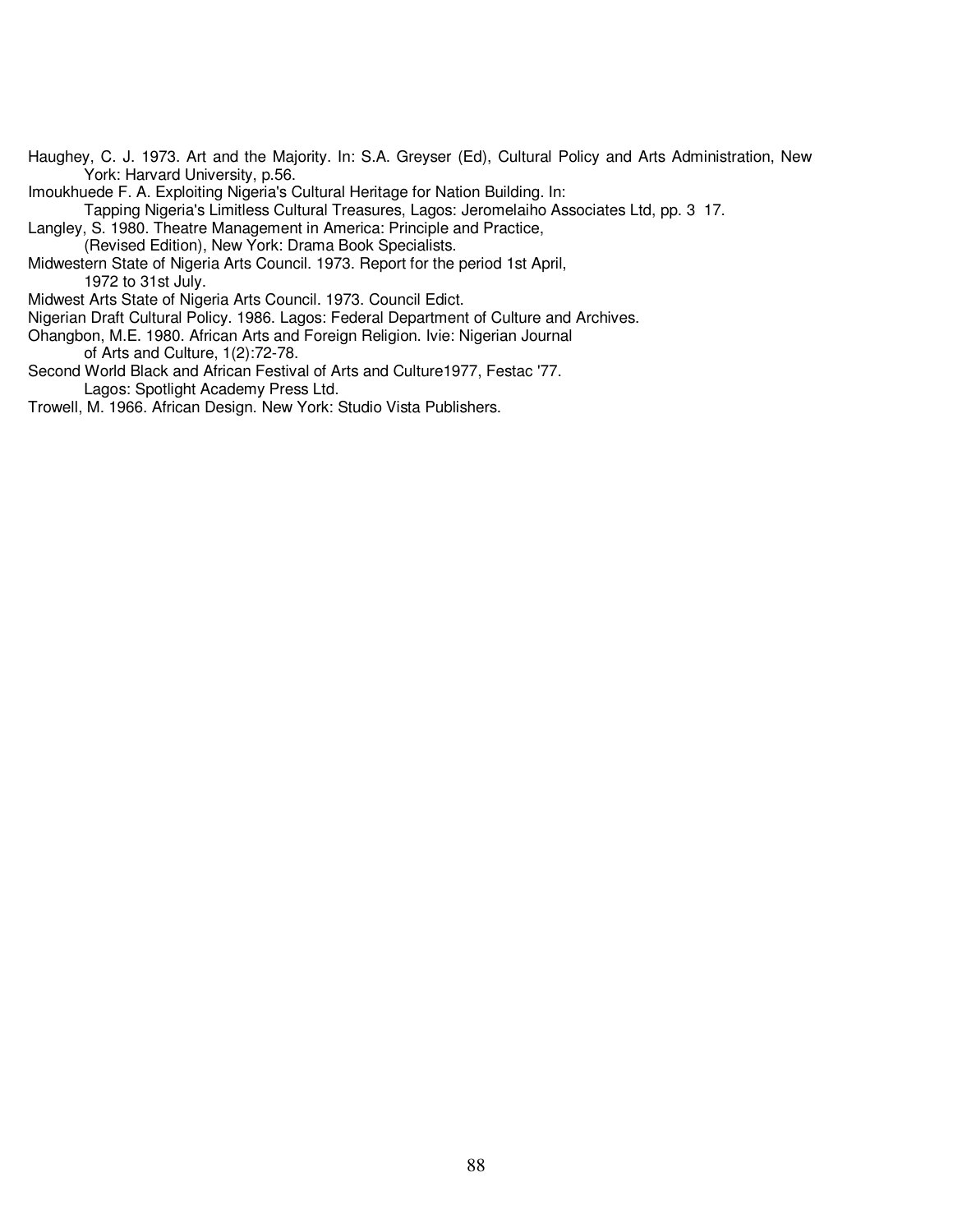Haughey, C. J. 1973. Art and the Majority. In: S.A. Greyser (Ed), Cultural Policy and Arts Administration, New York: Harvard University, p.56.

Imoukhuede F. A. Exploiting Nigeria's Cultural Heritage for Nation Building. In: Tapping Nigeria's Limitless Cultural Treasures, Lagos: Jeromelaiho Associates Ltd, pp. 3 17.

Langley, S. 1980. Theatre Management in America: Principle and Practice, (Revised Edition), New York: Drama Book Specialists.

Midwestern State of Nigeria Arts Council. 1973. Report for the period 1st April, 1972 to 31st July.

Midwest Arts State of Nigeria Arts Council. 1973. Council Edict.

Nigerian Draft Cultural Policy. 1986. Lagos: Federal Department of Culture and Archives.

Ohangbon, M.E. 1980. African Arts and Foreign Religion. Ivie: Nigerian Journal of Arts and Culture, 1(2):72-78.

Second World Black and African Festival of Arts and Culture1977, Festac '77. Lagos: Spotlight Academy Press Ltd.

Trowell, M. 1966. African Design. New York: Studio Vista Publishers.